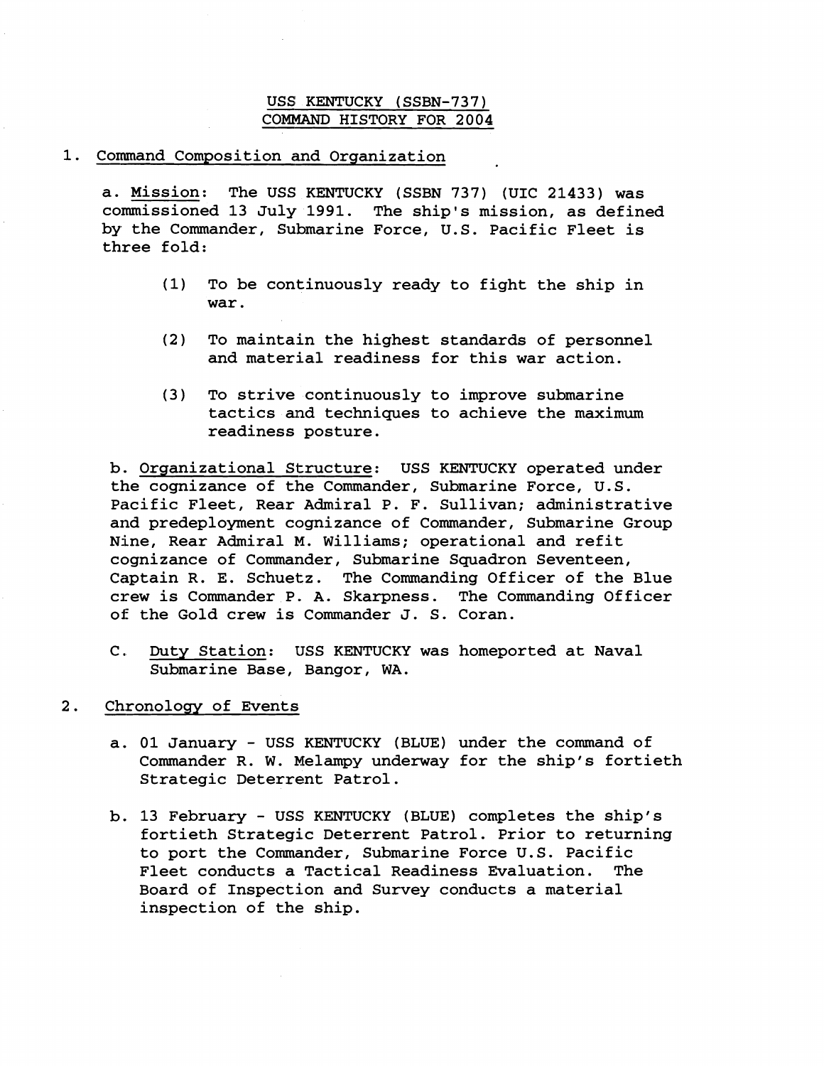# USS KENTUCKY (SSBN-737)
# COMMAND HISTORY FOR 2004

## 1. Command Composition and Organization

a. Mission: The USS KENTUCKY (SSBN 737) (UIC 21433) was commissioned 13 July 1991. The ship's mission, as defined by the Commander, Submarine Force, U.S. Pacific Fleet is three fold:

(1) To be continuously ready to fight the ship in war.

(2) To maintain the highest standards of personnel and material readiness for this war action.

(3) To strive continuously to improve submarine tactics and techniques to achieve the maximum readiness posture.

b. Organizational Structure: USS KENTUCKY operated under the cognizance of the Commander, Submarine Force, U.S. Pacific Fleet, Rear Admiral P. F. Sullivan; administrative and predeployment cognizance of Commander, Submarine Group Nine, Rear Admiral M. Williams; operational and refit cognizance of Commander, Submarine Squadron Seventeen, Captain R. E. Schuetz. The Commanding Officer of the Blue crew is Commander P. A. Skarpness. The Commanding Officer of the Gold crew is Commander J. S. Coran.

C. Duty Station: USS KENTUCKY was homeported at Naval Submarine Base, Bangor, WA.

## 2. Chronology of Events

a. 01 January - USS KENTUCKY (BLUE) under the command of Commander R. W. Melampy underway for the ship's fortieth Strategic Deterrent Patrol.

b. 13 February - USS KENTUCKY (BLUE) completes the ship's fortieth Strategic Deterrent Patrol. Prior to returning to port the Commander, Submarine Force U.S. Pacific Fleet conducts a Tactical Readiness Evaluation. The Board of Inspection and Survey conducts a material inspection of the ship.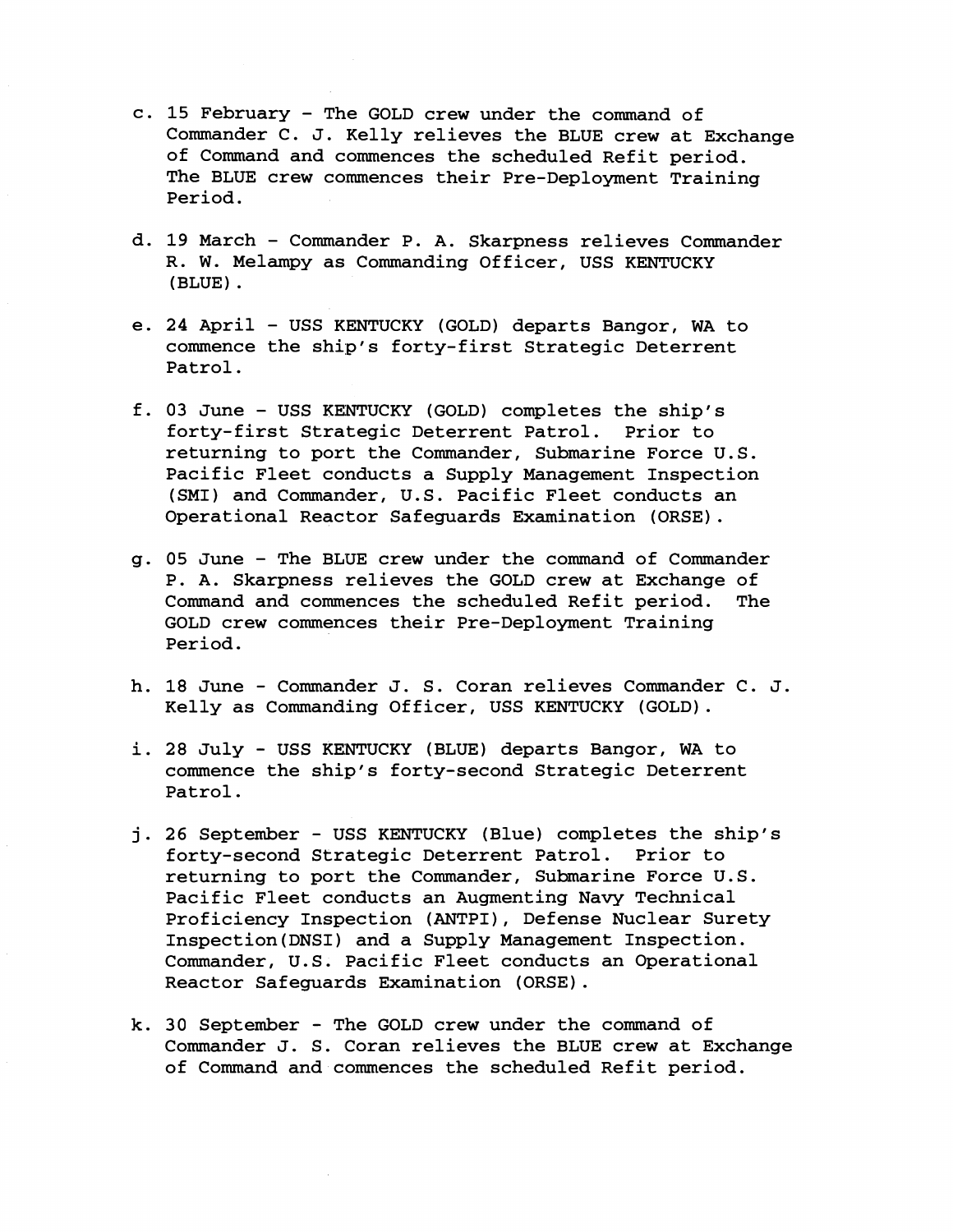c. 15 February - The GOLD crew under the command of Commander C. J. Kelly relieves the BLUE crew at Exchange of Command and commences the scheduled Refit period. The BLUE crew commences their Pre-Deployment Training Period.

d. 19 March - Commander P. A. Skarpness relieves Commander R. W. Melampy as Commanding Officer, USS KENTUCKY (BLUE).

e. 24 April - USS KENTUCKY (GOLD) departs Bangor, WA to commence the ship's forty-first Strategic Deterrent Patrol.

f. 03 June - USS KENTUCKY (GOLD) completes the ship's forty-first Strategic Deterrent Patrol. Prior to returning to port the Commander, Submarine Force U.S. Pacific Fleet conducts a Supply Management Inspection (SMI) and Commander, U.S. Pacific Fleet conducts an Operational Reactor Safeguards Examination (ORSE).

g. 05 June - The BLUE crew under the command of Commander P. A. Skarpness relieves the GOLD crew at Exchange of Command and commences the scheduled Refit period. The GOLD crew commences their Pre-Deployment Training Period.

h. 18 June - Commander J. S. Coran relieves Commander C. J. Kelly as Commanding Officer, USS KENTUCKY (GOLD).

i. 28 July - USS KENTUCKY (BLUE) departs Bangor, WA to commence the ship's forty-second Strategic Deterrent Patrol.

j. 26 September - USS KENTUCKY (Blue) completes the ship's forty-second Strategic Deterrent Patrol. Prior to returning to port the Commander, Submarine Force U.S. Pacific Fleet conducts an Augmenting Navy Technical Proficiency Inspection (ANTPI), Defense Nuclear Surety Inspection(DNSI) and a Supply Management Inspection. Commander, U.S. Pacific Fleet conducts an Operational Reactor Safeguards Examination (ORSE).

k. 30 September - The GOLD crew under the command of Commander J. S. Coran relieves the BLUE crew at Exchange of Command and commences the scheduled Refit period.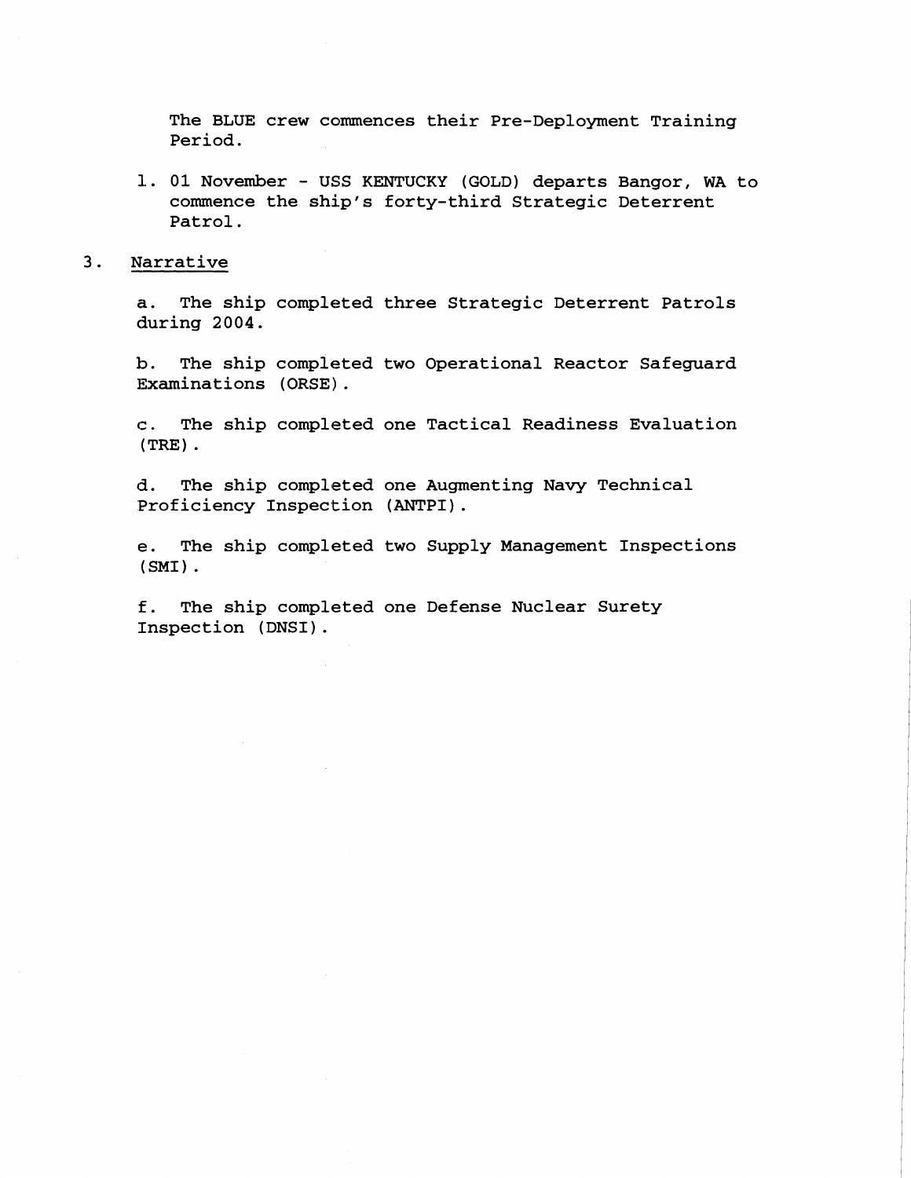The BLUE crew commences their Pre-Deployment Training Period.

l. 01 November - USS KENTUCKY (GOLD) departs Bangor, WA to commence the ship's forty-third Strategic Deterrent Patrol.

3. Narrative

a. The ship completed three Strategic Deterrent Patrols during 2004.

b. The ship completed two Operational Reactor Safeguard Examinations (ORSE).

c. The ship completed one Tactical Readiness Evaluation (TRE).

d. The ship completed one Augmenting Navy Technical Proficiency Inspection (ANTPI).

e. The ship completed two Supply Management Inspections (SMI).

f. The ship completed one Defense Nuclear Surety Inspection (DNSI).